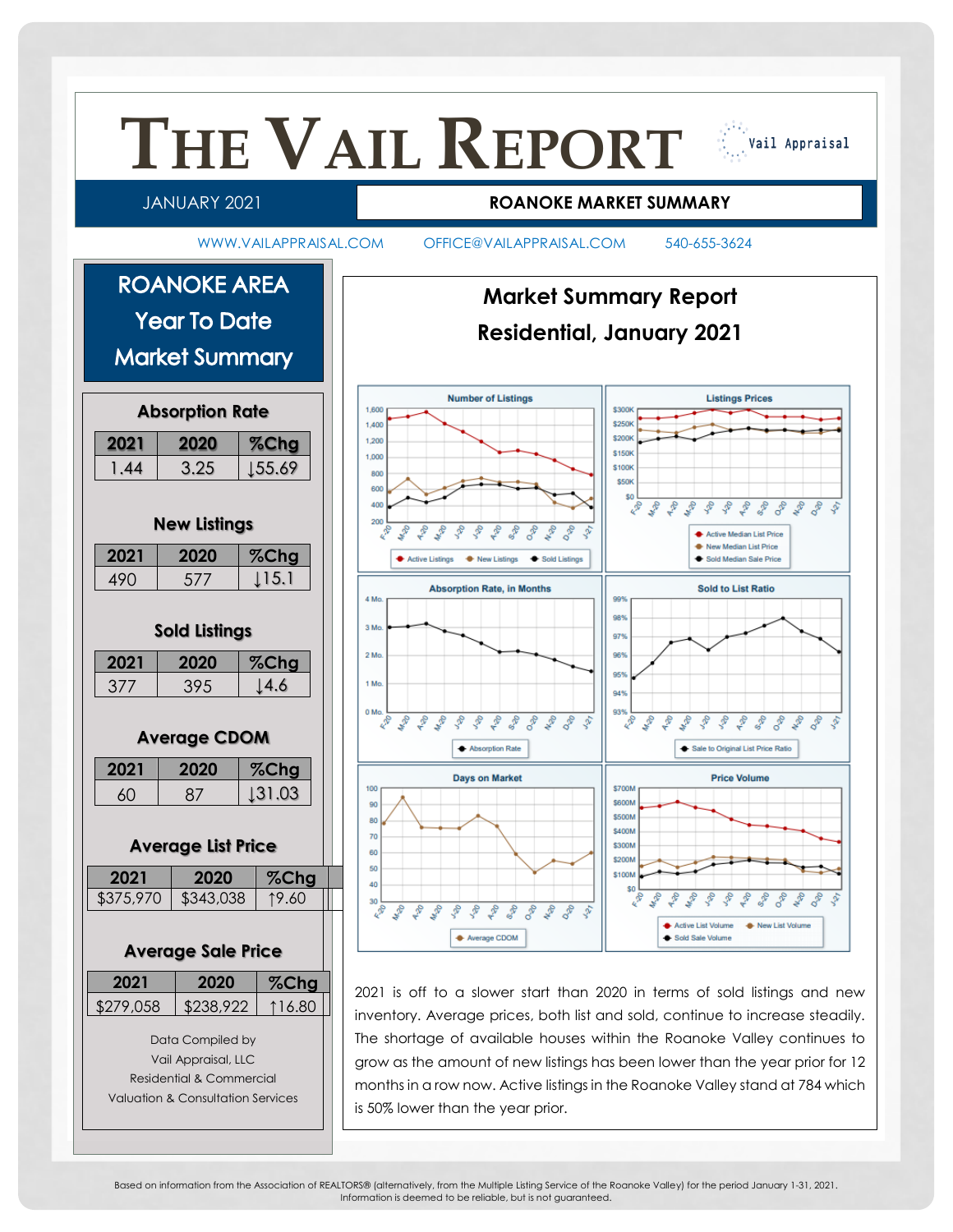# THE VAIL REPORT

Vail Appraisal

JANUARY 2021 — **ROANOKE MARKET SUMMARY**

WWW.VAILAPPRAISAL.COM OFFICE@VAILAPPRAISAL.COM 540-655-3624

## ROANOKE AREA Year To Date Market Summary

### Absorption Rate

| 2021 | 2020 | %Chg |
|---|---|---|
| 1.44 | 3.25 | ↓55.69 |

### New Listings

| 2021 | 2020 | %Chg |
|---|---|---|
| 490 | 577 | ↓15.1 |

### Sold Listings

| 2021 | 2020 | %Chg |
|---|---|---|
| 377 | 395 | ↓4.6 |

### Average CDOM

| 2021 | 2020 | %Chg |
|---|---|---|
| 60 | 87 | ↓31.03 |

### Average List Price

| 2021 | 2020 | %Chg |
|---|---|---|
| $375,970 | $343,038 | ↑9.60 |

### Average Sale Price

| 2021 | 2020 | %Chg |
|---|---|---|
| $279,058 | $238,922 | ↑16.80 |

Data Compiled by
Vail Appraisal, LLC
Residential & Commercial
Valuation & Consultation Services

## Market Summary Report
## Residential, January 2021

2021 is off to a slower start than 2020 in terms of sold listings and new inventory. Average prices, both list and sold, continue to increase steadily. The shortage of available houses within the Roanoke Valley continues to grow as the amount of new listings has been lower than the year prior for 12 months in a row now. Active listings in the Roanoke Valley stand at 784 which is 50% lower than the year prior.

Based on information from the Association of REALTORS® (alternatively, from the Multiple Listing Service of the Roanoke Valley) for the period January 1-31, 2021. Information is deemed to be reliable, but is not guaranteed.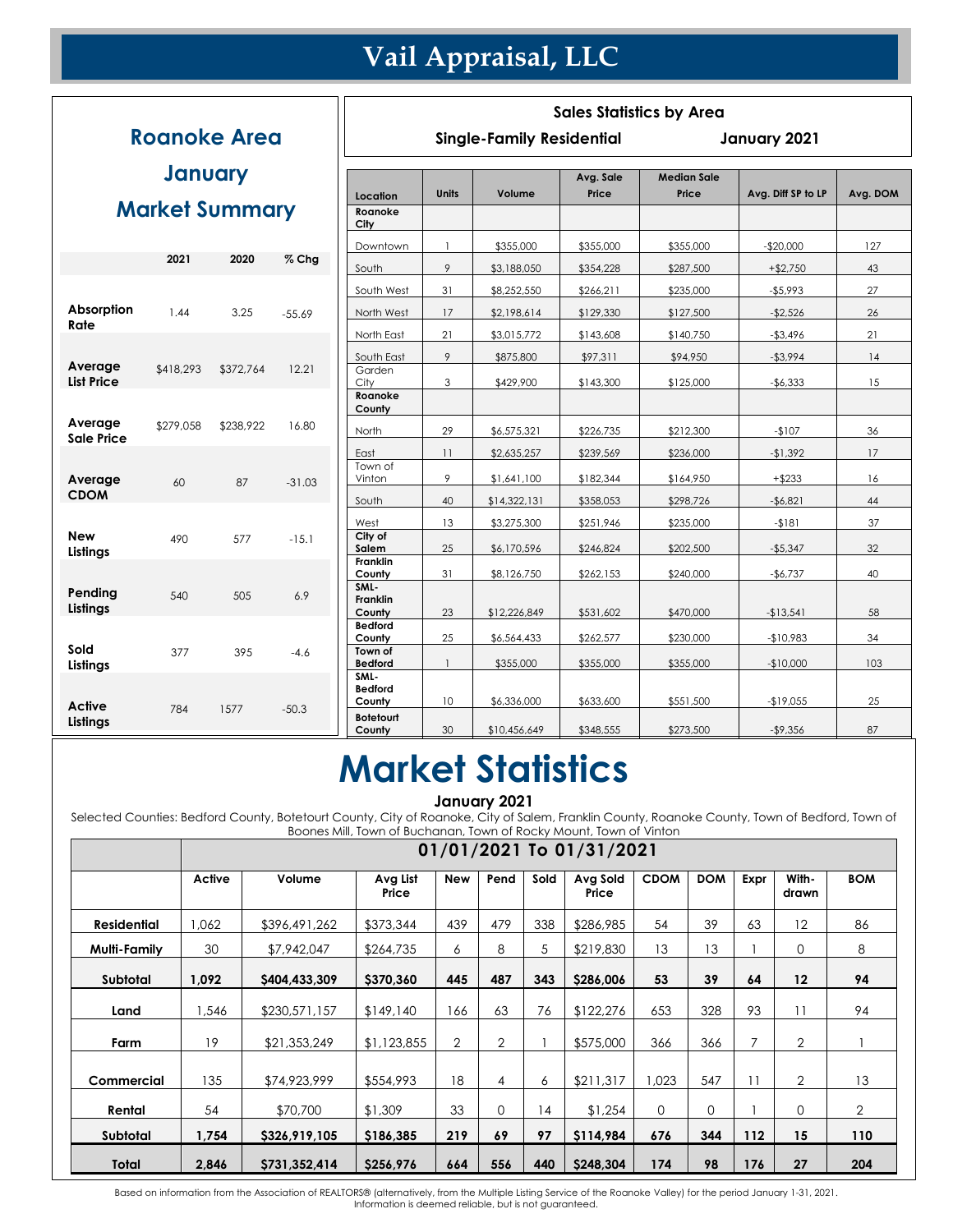# Vail Appraisal, LLC

## Roanoke Area January Market Summary

| | 2021 | 2020 | % Chg |
|---|---|---|---|
| Absorption Rate | 1.44 | 3.25 | -55.69 |
| Average List Price | $418,293 | $372,764 | 12.21 |
| Average Sale Price | $279,058 | $238,922 | 16.80 |
| Average CDOM | 60 | 87 | -31.03 |
| New Listings | 490 | 577 | -15.1 |
| Pending Listings | 540 | 505 | 6.9 |
| Sold Listings | 377 | 395 | -4.6 |
| Active Listings | 784 | 1577 | -50.3 |

## Sales Statistics by Area

**Single-Family Residential** **January 2021**

| Location | Units | Volume | Avg. Sale Price | Median Sale Price | Avg. Diff SP to LP | Avg. DOM |
|---|---|---|---|---|---|---|
| **Roanoke City** | | | | | | |
| Downtown | 1 | $355,000 | $355,000 | $355,000 | -$20,000 | 127 |
| South | 9 | $3,188,050 | $354,228 | $287,500 | +$2,750 | 43 |
| South West | 31 | $8,252,550 | $266,211 | $235,000 | -$5,993 | 27 |
| North West | 17 | $2,198,614 | $129,330 | $127,500 | -$2,526 | 26 |
| North East | 21 | $3,015,772 | $143,608 | $140,750 | -$3,496 | 21 |
| South East | 9 | $875,800 | $97,311 | $94,950 | -$3,994 | 14 |
| Garden City | 3 | $429,900 | $143,300 | $125,000 | -$6,333 | 15 |
| **Roanoke County** | | | | | | |
| North | 29 | $6,575,321 | $226,735 | $212,300 | -$107 | 36 |
| East | 11 | $2,635,257 | $239,569 | $236,000 | -$1,392 | 17 |
| Town of Vinton | 9 | $1,641,100 | $182,344 | $164,950 | +$233 | 16 |
| South | 40 | $14,322,131 | $358,053 | $298,726 | -$6,821 | 44 |
| West | 13 | $3,275,300 | $251,946 | $235,000 | -$181 | 37 |
| **City of Salem** | 25 | $6,170,596 | $246,824 | $202,500 | -$5,347 | 32 |
| **Franklin County** | 31 | $8,126,750 | $262,153 | $240,000 | -$6,737 | 40 |
| **SML-Franklin County** | 23 | $12,226,849 | $531,602 | $470,000 | -$13,541 | 58 |
| **Bedford County** | 25 | $6,564,433 | $262,577 | $230,000 | -$10,983 | 34 |
| **Town of Bedford** | 1 | $355,000 | $355,000 | $355,000 | -$10,000 | 103 |
| **SML-Bedford County** | 10 | $6,336,000 | $633,600 | $551,500 | -$19,055 | 25 |
| **Botetourt County** | 30 | $10,456,649 | $348,555 | $273,500 | -$9,356 | 87 |

# Market Statistics

**January 2021**

Selected Counties: Bedford County, Botetourt County, City of Roanoke, City of Salem, Franklin County, Roanoke County, Town of Bedford, Town of Boones Mill, Town of Buchanan, Town of Rocky Mount, Town of Vinton

| | 01/01/2021 To 01/31/2021 | | | | | | | | | | | |
|---|---|---|---|---|---|---|---|---|---|---|---|---|
| | Active | Volume | Avg List Price | New | Pend | Sold | Avg Sold Price | CDOM | DOM | Expr | With-drawn | BOM |
| **Residential** | 1,062 | $396,491,262 | $373,344 | 439 | 479 | 338 | $286,985 | 54 | 39 | 63 | 12 | 86 |
| **Multi-Family** | 30 | $7,942,047 | $264,735 | 6 | 8 | 5 | $219,830 | 13 | 13 | 1 | 0 | 8 |
| **Subtotal** | **1,092** | **$404,433,309** | **$370,360** | **445** | **487** | **343** | **$286,006** | **53** | **39** | **64** | **12** | **94** |
| **Land** | 1,546 | $230,571,157 | $149,140 | 166 | 63 | 76 | $122,276 | 653 | 328 | 93 | 11 | 94 |
| **Farm** | 19 | $21,353,249 | $1,123,855 | 2 | 2 | 1 | $575,000 | 366 | 366 | 7 | 2 | 1 |
| **Commercial** | 135 | $74,923,999 | $554,993 | 18 | 4 | 6 | $211,317 | 1,023 | 547 | 11 | 2 | 13 |
| **Rental** | 54 | $70,700 | $1,309 | 33 | 0 | 14 | $1,254 | 0 | 0 | 1 | 0 | 2 |
| **Subtotal** | **1,754** | **$326,919,105** | **$186,385** | **219** | **69** | **97** | **$114,984** | **676** | **344** | **112** | **15** | **110** |
| **Total** | **2,846** | **$731,352,414** | **$256,976** | **664** | **556** | **440** | **$248,304** | **174** | **98** | **176** | **27** | **204** |

Based on information from the Association of REALTORS® (alternatively, from the Multiple Listing Service of the Roanoke Valley) for the period January 1-31, 2021. Information is deemed reliable, but is not guaranteed.